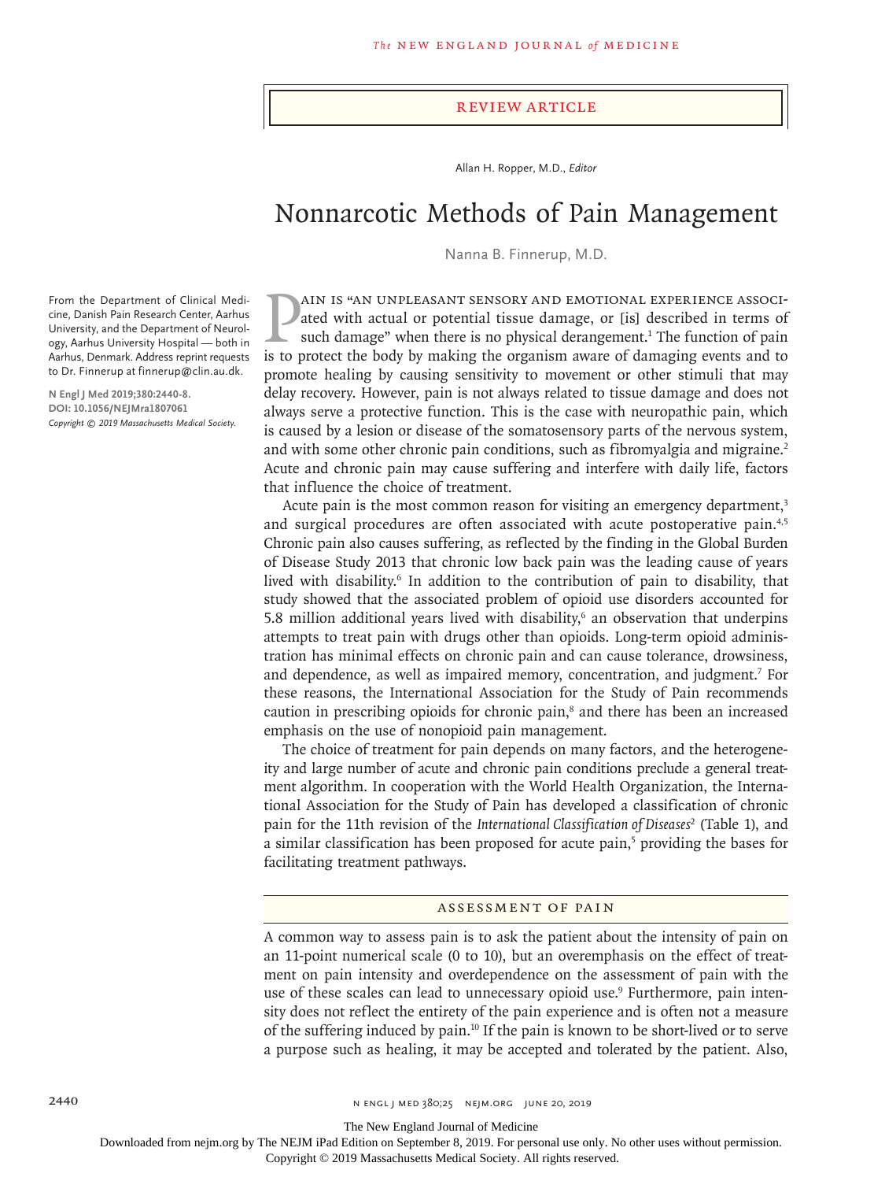Review Article

Allan H. Ropper, M.D., *Editor*

# Nonnarcotic Methods of Pain Management

Nanna B. Finnerup, M.D.

From the Department of Clinical Medicine, Danish Pain Research Center, Aarhus University, and the Department of Neurology, Aarhus University Hospital — both in Aarhus, Denmark. Address reprint requests to Dr. Finnerup at finnerup@clin.au.dk.

**N Engl J Med 2019;380:2440-8.**
**DOI: 10.1056/NEJMra1807061**
*Copyright © 2019 Massachusetts Medical Society.*

Pain is "an unpleasant sensory and emotional experience associated with actual or potential tissue damage, or [is] described in terms of such damage" when there is no physical derangement.[1] The function of pain is to protect the body by making the organism aware of damaging events and to promote healing by causing sensitivity to movement or other stimuli that may delay recovery. However, pain is not always related to tissue damage and does not always serve a protective function. This is the case with neuropathic pain, which is caused by a lesion or disease of the somatosensory parts of the nervous system, and with some other chronic pain conditions, such as fibromyalgia and migraine.[2] Acute and chronic pain may cause suffering and interfere with daily life, factors that influence the choice of treatment.

Acute pain is the most common reason for visiting an emergency department,[3] and surgical procedures are often associated with acute postoperative pain.[4,5] Chronic pain also causes suffering, as reflected by the finding in the Global Burden of Disease Study 2013 that chronic low back pain was the leading cause of years lived with disability.[6] In addition to the contribution of pain to disability, that study showed that the associated problem of opioid use disorders accounted for 5.8 million additional years lived with disability,[6] an observation that underpins attempts to treat pain with drugs other than opioids. Long-term opioid administration has minimal effects on chronic pain and can cause tolerance, drowsiness, and dependence, as well as impaired memory, concentration, and judgment.[7] For these reasons, the International Association for the Study of Pain recommends caution in prescribing opioids for chronic pain,[8] and there has been an increased emphasis on the use of nonopioid pain management.

The choice of treatment for pain depends on many factors, and the heterogeneity and large number of acute and chronic pain conditions preclude a general treatment algorithm. In cooperation with the World Health Organization, the International Association for the Study of Pain has developed a classification of chronic pain for the 11th revision of the *International Classification of Diseases*[2] (Table 1), and a similar classification has been proposed for acute pain,[5] providing the bases for facilitating treatment pathways.

## Assessment of Pain

A common way to assess pain is to ask the patient about the intensity of pain on an 11-point numerical scale (0 to 10), but an overemphasis on the effect of treatment on pain intensity and overdependence on the assessment of pain with the use of these scales can lead to unnecessary opioid use.[9] Furthermore, pain intensity does not reflect the entirety of the pain experience and is often not a measure of the suffering induced by pain.[10] If the pain is known to be short-lived or to serve a purpose such as healing, it may be accepted and tolerated by the patient. Also,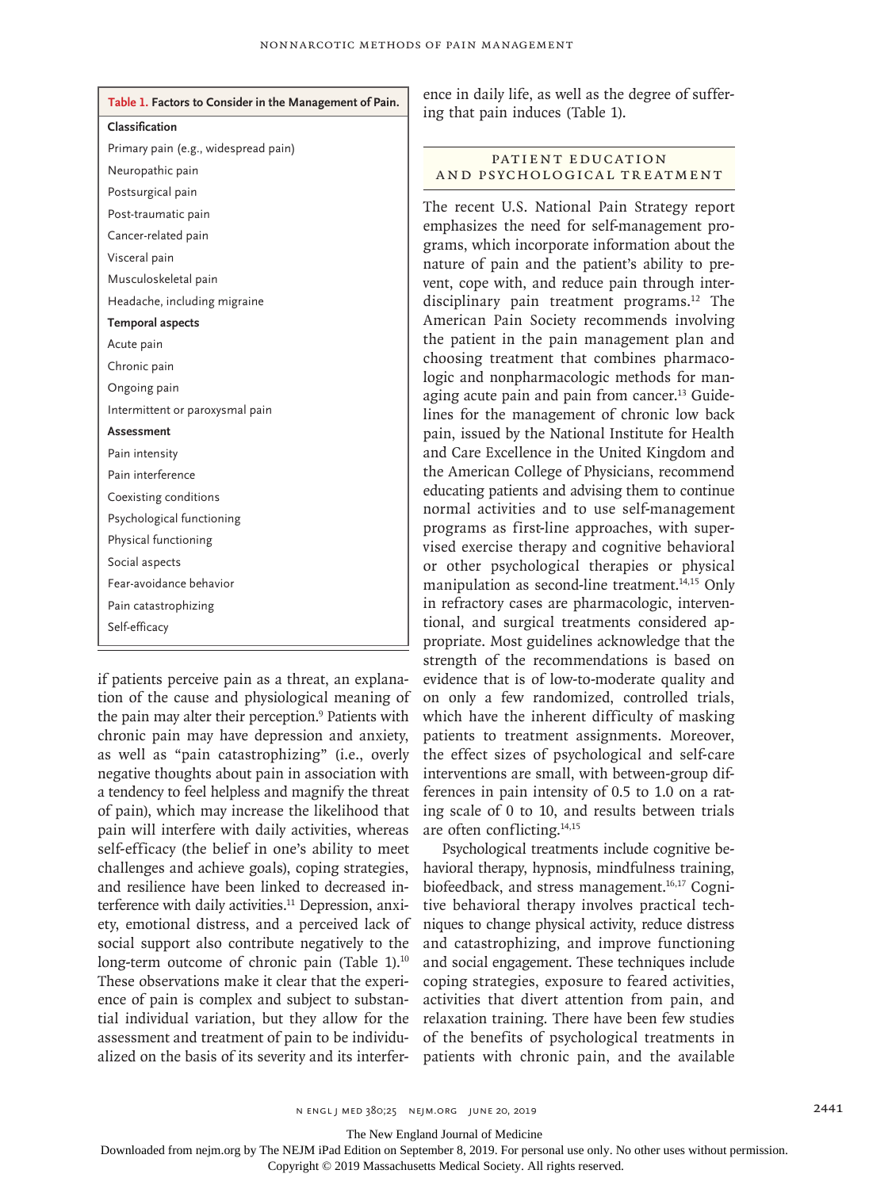**Table 1. Factors to Consider in the Management of Pain.**

| |
|---|
| **Classification** |
| Primary pain (e.g., widespread pain) |
| Neuropathic pain |
| Postsurgical pain |
| Post-traumatic pain |
| Cancer-related pain |
| Visceral pain |
| Musculoskeletal pain |
| Headache, including migraine |
| **Temporal aspects** |
| Acute pain |
| Chronic pain |
| Ongoing pain |
| Intermittent or paroxysmal pain |
| **Assessment** |
| Pain intensity |
| Pain interference |
| Coexisting conditions |
| Psychological functioning |
| Physical functioning |
| Social aspects |
| Fear-avoidance behavior |
| Pain catastrophizing |
| Self-efficacy |

if patients perceive pain as a threat, an explanation of the cause and physiological meaning of the pain may alter their perception.[9] Patients with chronic pain may have depression and anxiety, as well as "pain catastrophizing" (i.e., overly negative thoughts about pain in association with a tendency to feel helpless and magnify the threat of pain), which may increase the likelihood that pain will interfere with daily activities, whereas self-efficacy (the belief in one's ability to meet challenges and achieve goals), coping strategies, and resilience have been linked to decreased interference with daily activities.[11] Depression, anxiety, emotional distress, and a perceived lack of social support also contribute negatively to the long-term outcome of chronic pain (Table 1).[10] These observations make it clear that the experience of pain is complex and subject to substantial individual variation, but they allow for the assessment and treatment of pain to be individualized on the basis of its severity and its interference in daily life, as well as the degree of suffering that pain induces (Table 1).

## Patient Education and Psychological Treatment

The recent U.S. National Pain Strategy report emphasizes the need for self-management programs, which incorporate information about the nature of pain and the patient's ability to prevent, cope with, and reduce pain through interdisciplinary pain treatment programs.[12] The American Pain Society recommends involving the patient in the pain management plan and choosing treatment that combines pharmacologic and nonpharmacologic methods for managing acute pain and pain from cancer.[13] Guidelines for the management of chronic low back pain, issued by the National Institute for Health and Care Excellence in the United Kingdom and the American College of Physicians, recommend educating patients and advising them to continue normal activities and to use self-management programs as first-line approaches, with supervised exercise therapy and cognitive behavioral or other psychological therapies or physical manipulation as second-line treatment.[14,15] Only in refractory cases are pharmacologic, interventional, and surgical treatments considered appropriate. Most guidelines acknowledge that the strength of the recommendations is based on evidence that is of low-to-moderate quality and on only a few randomized, controlled trials, which have the inherent difficulty of masking patients to treatment assignments. Moreover, the effect sizes of psychological and self-care interventions are small, with between-group differences in pain intensity of 0.5 to 1.0 on a rating scale of 0 to 10, and results between trials are often conflicting.[14,15]

Psychological treatments include cognitive behavioral therapy, hypnosis, mindfulness training, biofeedback, and stress management.[16,17] Cognitive behavioral therapy involves practical techniques to change physical activity, reduce distress and catastrophizing, and improve functioning and social engagement. These techniques include coping strategies, exposure to feared activities, activities that divert attention from pain, and relaxation training. There have been few studies of the benefits of psychological treatments in patients with chronic pain, and the available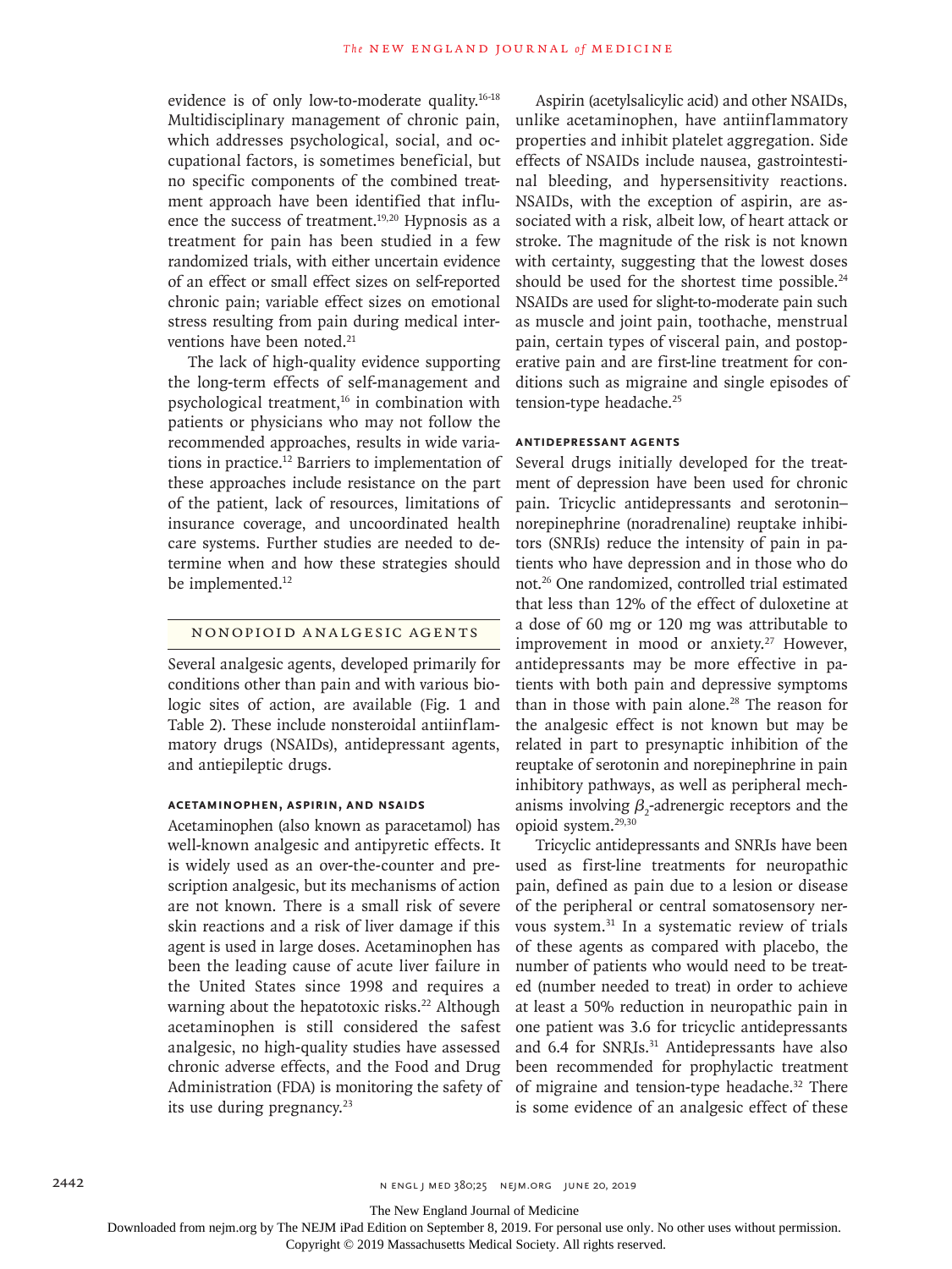evidence is of only low-to-moderate quality.[16-18] Multidisciplinary management of chronic pain, which addresses psychological, social, and occupational factors, is sometimes beneficial, but no specific components of the combined treatment approach have been identified that influence the success of treatment.[19,20] Hypnosis as a treatment for pain has been studied in a few randomized trials, with either uncertain evidence of an effect or small effect sizes on self-reported chronic pain; variable effect sizes on emotional stress resulting from pain during medical interventions have been noted.[21]

The lack of high-quality evidence supporting the long-term effects of self-management and psychological treatment,[16] in combination with patients or physicians who may not follow the recommended approaches, results in wide variations in practice.[12] Barriers to implementation of these approaches include resistance on the part of the patient, lack of resources, limitations of insurance coverage, and uncoordinated health care systems. Further studies are needed to determine when and how these strategies should be implemented.[12]

## NONOPIOID ANALGESIC AGENTS

Several analgesic agents, developed primarily for conditions other than pain and with various biologic sites of action, are available (Fig. 1 and Table 2). These include nonsteroidal antiinflammatory drugs (NSAIDs), antidepressant agents, and antiepileptic drugs.

### ACETAMINOPHEN, ASPIRIN, AND NSAIDS

Acetaminophen (also known as paracetamol) has well-known analgesic and antipyretic effects. It is widely used as an over-the-counter and prescription analgesic, but its mechanisms of action are not known. There is a small risk of severe skin reactions and a risk of liver damage if this agent is used in large doses. Acetaminophen has been the leading cause of acute liver failure in the United States since 1998 and requires a warning about the hepatotoxic risks.[22] Although acetaminophen is still considered the safest analgesic, no high-quality studies have assessed chronic adverse effects, and the Food and Drug Administration (FDA) is monitoring the safety of its use during pregnancy.[23]

Aspirin (acetylsalicylic acid) and other NSAIDs, unlike acetaminophen, have antiinflammatory properties and inhibit platelet aggregation. Side effects of NSAIDs include nausea, gastrointestinal bleeding, and hypersensitivity reactions. NSAIDs, with the exception of aspirin, are associated with a risk, albeit low, of heart attack or stroke. The magnitude of the risk is not known with certainty, suggesting that the lowest doses should be used for the shortest time possible.[24] NSAIDs are used for slight-to-moderate pain such as muscle and joint pain, toothache, menstrual pain, certain types of visceral pain, and postoperative pain and are first-line treatment for conditions such as migraine and single episodes of tension-type headache.[25]

### ANTIDEPRESSANT AGENTS

Several drugs initially developed for the treatment of depression have been used for chronic pain. Tricyclic antidepressants and serotonin–norepinephrine (noradrenaline) reuptake inhibitors (SNRIs) reduce the intensity of pain in patients who have depression and in those who do not.[26] One randomized, controlled trial estimated that less than 12% of the effect of duloxetine at a dose of 60 mg or 120 mg was attributable to improvement in mood or anxiety.[27] However, antidepressants may be more effective in patients with both pain and depressive symptoms than in those with pain alone.[28] The reason for the analgesic effect is not known but may be related in part to presynaptic inhibition of the reuptake of serotonin and norepinephrine in pain inhibitory pathways, as well as peripheral mechanisms involving $\beta_2$-adrenergic receptors and the opioid system.[29,30]

Tricyclic antidepressants and SNRIs have been used as first-line treatments for neuropathic pain, defined as pain due to a lesion or disease of the peripheral or central somatosensory nervous system.[31] In a systematic review of trials of these agents as compared with placebo, the number of patients who would need to be treated (number needed to treat) in order to achieve at least a 50% reduction in neuropathic pain in one patient was 3.6 for tricyclic antidepressants and 6.4 for SNRIs.[31] Antidepressants have also been recommended for prophylactic treatment of migraine and tension-type headache.[32] There is some evidence of an analgesic effect of these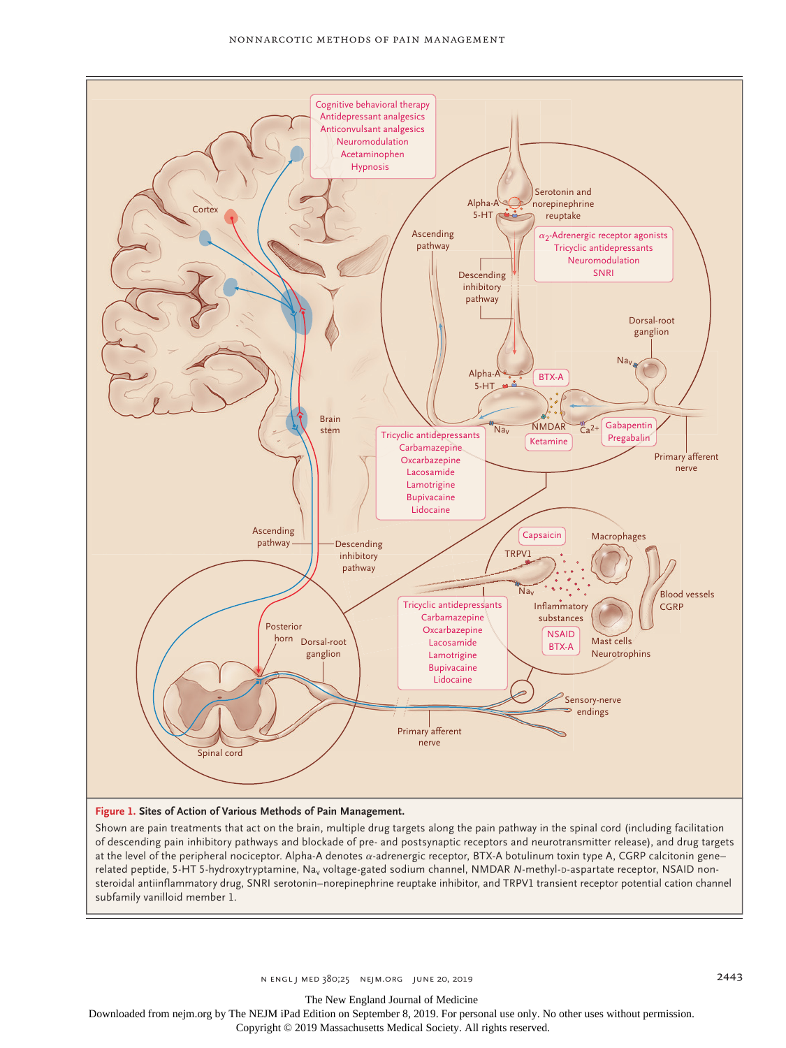**Figure 1. Sites of Action of Various Methods of Pain Management.**

Shown are pain treatments that act on the brain, multiple drug targets along the pain pathway in the spinal cord (including facilitation of descending pain inhibitory pathways and blockade of pre- and postsynaptic receptors and neurotransmitter release), and drug targets at the level of the peripheral nociceptor. Alpha-A denotes α-adrenergic receptor, BTX-A botulinum toxin type A, CGRP calcitonin gene–related peptide, 5-HT 5-hydroxytryptamine, $Na_v$ voltage-gated sodium channel, NMDAR *N*-methyl-D-aspartate receptor, NSAID nonsteroidal antiinflammatory drug, SNRI serotonin–norepinephrine reuptake inhibitor, and TRPV1 transient receptor potential cation channel subfamily vanilloid member 1.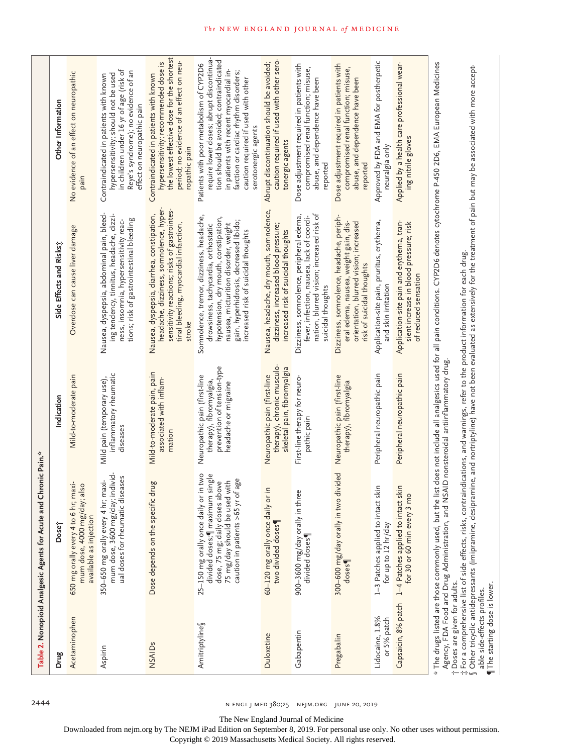**Table 2. Nonopioid Analgesic Agents for Acute and Chronic Pain.***

| Drug | Dose† | Indication | Side Effects and Risks‡ | Other Information |
|---|---|---|---|---|
| Acetaminophen | 650 mg orally every 4 to 6 hr; maximum dose, 4000 mg/day; also available as injection | Mild-to-moderate pain | Overdose can cause liver damage | No evidence of an effect on neuropathic pain |
| Aspirin | 350–650 mg orally every 4 hr; maximum dose, 3600 mg/day; individual doses for rheumatic diseases | Mild pain (temporary use), inflammatory rheumatic diseases | Nausea, dyspepsia, abdominal pain, bleeding tendency, tinnitus, headache, dizziness, insomnia, hypersensitivity reactions; risk of gastrointestinal bleeding | Contraindicated in patients with known hypersensitivity; should not be used in children under 16 yr of age (risk of Reye's syndrome); no evidence of an effect on neuropathic pain |
| NSAIDs | Dose depends on the specific drug | Mild-to-moderate pain, pain associated with inflammation | Nausea, dyspepsia, diarrhea, constipation, headache, dizziness, somnolence, hypersensitivity reactions; risks of gastrointestinal bleeding, myocardial infarction, stroke | Contraindicated in patients with known hypersensitivity; recommended dose is the lowest effective dose for the shortest period; no evidence of an effect on neuropathic pain |
| Amitriptyline§ | 25–150 mg orally once daily or in two divided doses;¶ maximum single dose, 75 mg; daily doses above 75 mg/day should be used with caution in patients >65 yr of age | Neuropathic pain (first-line therapy), fibromyalgia, prevention of tension-type headache or migraine | Somnolence, tremor, dizziness, headache, drowsiness, tachycardia, orthostatic hypotension, dry mouth, constipation, nausea, micturition disorder, weight gain, hyperhidrosis, decreased libido; increased risk of suicidal thoughts | Patients with poor metabolism of CYP2D6 require lower doses; abrupt discontinuation should be avoided; contraindicated in patients with recent myocardial infarction or cardiac rhythm disorders; caution required if used with other serotonergic agents |
| Duloxetine | 60–120 mg orally once daily or in two divided doses¶ | Neuropathic pain (first-line therapy), chronic musculoskeletal pain, fibromyalgia | Nausea, headache, dry mouth, somnolence, dizziness, increased blood pressure; increased risk of suicidal thoughts | Abrupt discontinuation should be avoided; caution required if used with other serotonergic agents |
| Gabapentin | 900–3600 mg/day orally in three divided doses¶ | First-line therapy for neuropathic pain | Dizziness, somnolence, peripheral edema, fever, infection, nausea, lack of coordination, blurred vision; increased risk of suicidal thoughts | Dose adjustment required in patients with compromised renal function; misuse, abuse, and dependence have been reported |
| Pregabalin | 300–600 mg/day orally in two divided doses¶ | Neuropathic pain (first-line therapy), fibromyalgia | Dizziness, somnolence, headache, peripheral edema, nausea, weight gain, disorientation, blurred vision; increased risk of suicidal thoughts | Dose adjustment required in patients with compromised renal function; misuse, abuse, and dependence have been reported |
| Lidocaine, 1.8% or 5% patch | 1–3 Patches applied to intact skin for up to 12 hr/day | Peripheral neuropathic pain | Application-site pain, pruritus, erythema, and skin irritation | Approved by FDA and EMA for postherpetic neuralgia only |
| Capsaicin, 8% patch | 1–4 Patches applied to intact skin for 30 or 60 min every 3 mo | Peripheral neuropathic pain | Application-site pain and erythema, transient increase in blood pressure; risk of reduced sensation | Applied by a health care professional wearing nitrile gloves |

\* The drugs listed are those commonly used, but the list does not include all analgesics used for all pain conditions. CYP2D6 denotes cytochrome P-450 2D6, EMA European Medicines Agency, FDA Food and Drug Administration, and NSAID nonsteroidal antiinflammatory drug.

† Doses are given for adults.

‡ For a comprehensive list of side effects, risks, contraindications, and warnings, refer to the product information for each drug.

§ Other tricyclic antidepressants (imipramine, desipramine, and nortriptyline) have not been evaluated as extensively for the treatment of pain but may be associated with more acceptable side-effects profiles.

¶ The starting dose is lower.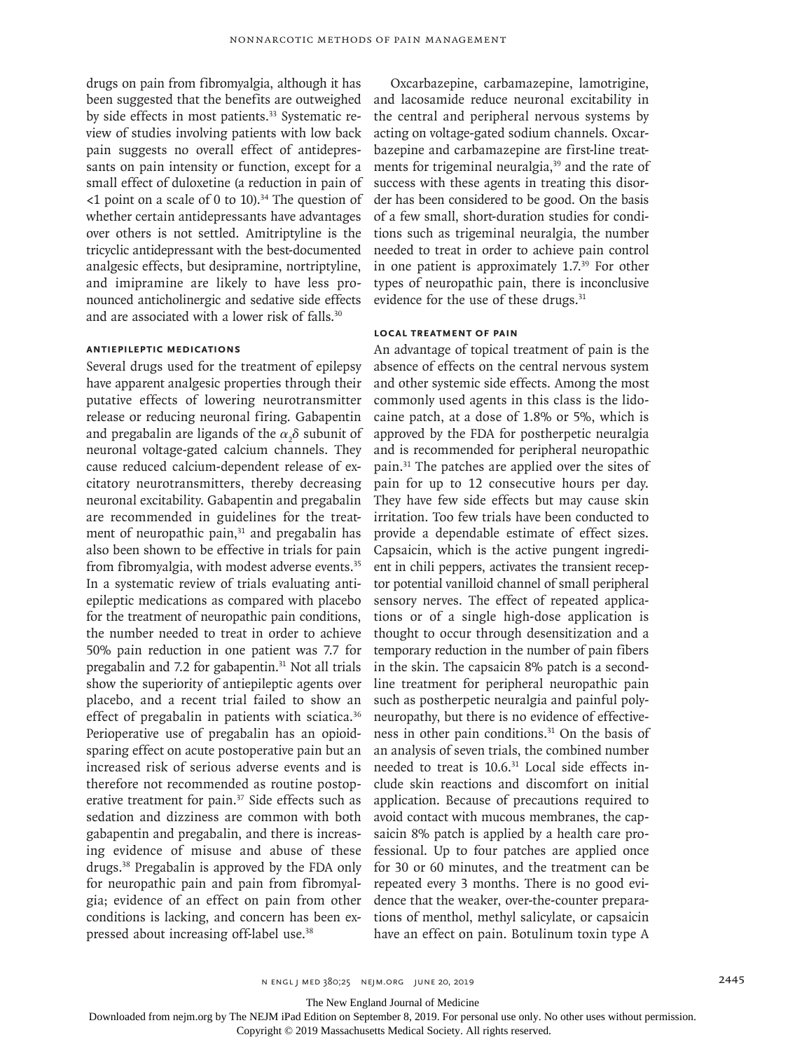drugs on pain from fibromyalgia, although it has been suggested that the benefits are outweighed by side effects in most patients.[33] Systematic review of studies involving patients with low back pain suggests no overall effect of antidepressants on pain intensity or function, except for a small effect of duloxetine (a reduction in pain of <1 point on a scale of 0 to 10).[34] The question of whether certain antidepressants have advantages over others is not settled. Amitriptyline is the tricyclic antidepressant with the best-documented analgesic effects, but desipramine, nortriptyline, and imipramine are likely to have less pronounced anticholinergic and sedative side effects and are associated with a lower risk of falls.[30]

### Antiepileptic Medications

Several drugs used for the treatment of epilepsy have apparent analgesic properties through their putative effects of lowering neurotransmitter release or reducing neuronal firing. Gabapentin and pregabalin are ligands of the $\alpha_2\delta$ subunit of neuronal voltage-gated calcium channels. They cause reduced calcium-dependent release of excitatory neurotransmitters, thereby decreasing neuronal excitability. Gabapentin and pregabalin are recommended in guidelines for the treatment of neuropathic pain,[31] and pregabalin has also been shown to be effective in trials for pain from fibromyalgia, with modest adverse events.[35] In a systematic review of trials evaluating antiepileptic medications as compared with placebo for the treatment of neuropathic pain conditions, the number needed to treat in order to achieve 50% pain reduction in one patient was 7.7 for pregabalin and 7.2 for gabapentin.[31] Not all trials show the superiority of antiepileptic agents over placebo, and a recent trial failed to show an effect of pregabalin in patients with sciatica.[36] Perioperative use of pregabalin has an opioid-sparing effect on acute postoperative pain but an increased risk of serious adverse events and is therefore not recommended as routine postoperative treatment for pain.[37] Side effects such as sedation and dizziness are common with both gabapentin and pregabalin, and there is increasing evidence of misuse and abuse of these drugs.[38] Pregabalin is approved by the FDA only for neuropathic pain and pain from fibromyalgia; evidence of an effect on pain from other conditions is lacking, and concern has been expressed about increasing off-label use.[38]

Oxcarbazepine, carbamazepine, lamotrigine, and lacosamide reduce neuronal excitability in the central and peripheral nervous systems by acting on voltage-gated sodium channels. Oxcarbazepine and carbamazepine are first-line treatments for trigeminal neuralgia,[39] and the rate of success with these agents in treating this disorder has been considered to be good. On the basis of a few small, short-duration studies for conditions such as trigeminal neuralgia, the number needed to treat in order to achieve pain control in one patient is approximately 1.7.[39] For other types of neuropathic pain, there is inconclusive evidence for the use of these drugs.[31]

### Local Treatment of Pain

An advantage of topical treatment of pain is the absence of effects on the central nervous system and other systemic side effects. Among the most commonly used agents in this class is the lidocaine patch, at a dose of 1.8% or 5%, which is approved by the FDA for postherpetic neuralgia and is recommended for peripheral neuropathic pain.[31] The patches are applied over the sites of pain for up to 12 consecutive hours per day. They have few side effects but may cause skin irritation. Too few trials have been conducted to provide a dependable estimate of effect sizes. Capsaicin, which is the active pungent ingredient in chili peppers, activates the transient receptor potential vanilloid channel of small peripheral sensory nerves. The effect of repeated applications or of a single high-dose application is thought to occur through desensitization and a temporary reduction in the number of pain fibers in the skin. The capsaicin 8% patch is a second-line treatment for peripheral neuropathic pain such as postherpetic neuralgia and painful polyneuropathy, but there is no evidence of effectiveness in other pain conditions.[31] On the basis of an analysis of seven trials, the combined number needed to treat is 10.6.[31] Local side effects include skin reactions and discomfort on initial application. Because of precautions required to avoid contact with mucous membranes, the capsaicin 8% patch is applied by a health care professional. Up to four patches are applied once for 30 or 60 minutes, and the treatment can be repeated every 3 months. There is no good evidence that the weaker, over-the-counter preparations of menthol, methyl salicylate, or capsaicin have an effect on pain. Botulinum toxin type A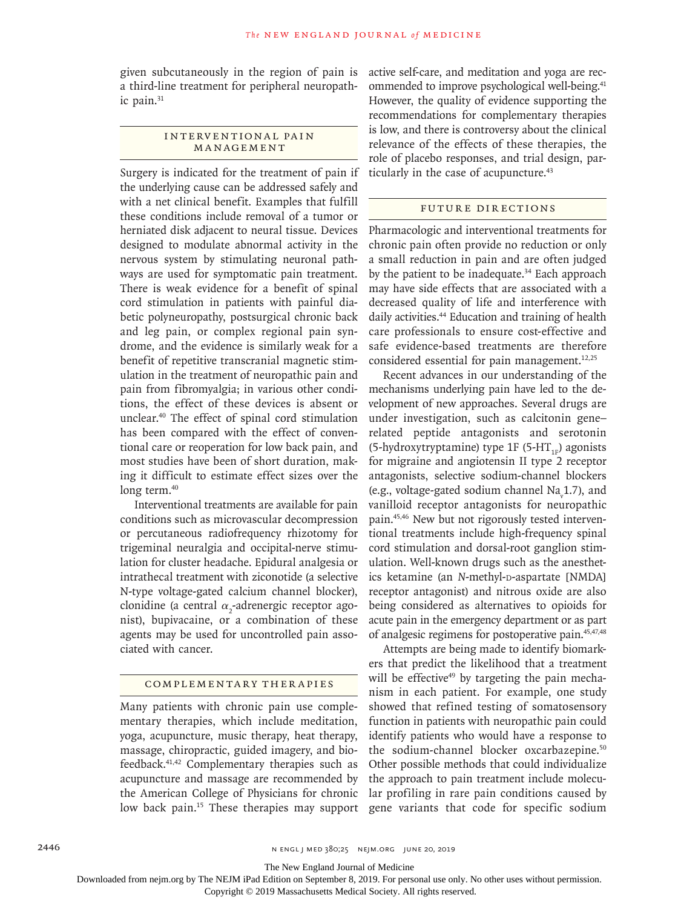given subcutaneously in the region of pain is a third-line treatment for peripheral neuropathic pain.[31]

## Interventional Pain Management

Surgery is indicated for the treatment of pain if the underlying cause can be addressed safely and with a net clinical benefit. Examples that fulfill these conditions include removal of a tumor or herniated disk adjacent to neural tissue. Devices designed to modulate abnormal activity in the nervous system by stimulating neuronal pathways are used for symptomatic pain treatment. There is weak evidence for a benefit of spinal cord stimulation in patients with painful diabetic polyneuropathy, postsurgical chronic back and leg pain, or complex regional pain syndrome, and the evidence is similarly weak for a benefit of repetitive transcranial magnetic stimulation in the treatment of neuropathic pain and pain from fibromyalgia; in various other conditions, the effect of these devices is absent or unclear.[40] The effect of spinal cord stimulation has been compared with the effect of conventional care or reoperation for low back pain, and most studies have been of short duration, making it difficult to estimate effect sizes over the long term.[40]

Interventional treatments are available for pain conditions such as microvascular decompression or percutaneous radiofrequency rhizotomy for trigeminal neuralgia and occipital-nerve stimulation for cluster headache. Epidural analgesia or intrathecal treatment with ziconotide (a selective N-type voltage-gated calcium channel blocker), clonidine (a central $\alpha_2$-adrenergic receptor agonist), bupivacaine, or a combination of these agents may be used for uncontrolled pain associated with cancer.

## Complementary Therapies

Many patients with chronic pain use complementary therapies, which include meditation, yoga, acupuncture, music therapy, heat therapy, massage, chiropractic, guided imagery, and biofeedback.[41,42] Complementary therapies such as acupuncture and massage are recommended by the American College of Physicians for chronic low back pain.[15] These therapies may support active self-care, and meditation and yoga are recommended to improve psychological well-being.[41] However, the quality of evidence supporting the recommendations for complementary therapies is low, and there is controversy about the clinical relevance of the effects of these therapies, the role of placebo responses, and trial design, particularly in the case of acupuncture.[43]

## Future Directions

Pharmacologic and interventional treatments for chronic pain often provide no reduction or only a small reduction in pain and are often judged by the patient to be inadequate.[34] Each approach may have side effects that are associated with a decreased quality of life and interference with daily activities.[44] Education and training of health care professionals to ensure cost-effective and safe evidence-based treatments are therefore considered essential for pain management.[12,25]

Recent advances in our understanding of the mechanisms underlying pain have led to the development of new approaches. Several drugs are under investigation, such as calcitonin gene–related peptide antagonists and serotonin (5-hydroxytryptamine) type 1F ($5\text{-HT}_{1F}$) agonists for migraine and angiotensin II type 2 receptor antagonists, selective sodium-channel blockers (e.g., voltage-gated sodium channel $Na_v1.7$), and vanilloid receptor antagonists for neuropathic pain.[45,46] New but not rigorously tested interventional treatments include high-frequency spinal cord stimulation and dorsal-root ganglion stimulation. Well-known drugs such as the anesthetics ketamine (an *N*-methyl-D-aspartate [NMDA] receptor antagonist) and nitrous oxide are also being considered as alternatives to opioids for acute pain in the emergency department or as part of analgesic regimens for postoperative pain.[45,47,48]

Attempts are being made to identify biomarkers that predict the likelihood that a treatment will be effective[49] by targeting the pain mechanism in each patient. For example, one study showed that refined testing of somatosensory function in patients with neuropathic pain could identify patients who would have a response to the sodium-channel blocker oxcarbazepine.[50] Other possible methods that could individualize the approach to pain treatment include molecular profiling in rare pain conditions caused by gene variants that code for specific sodium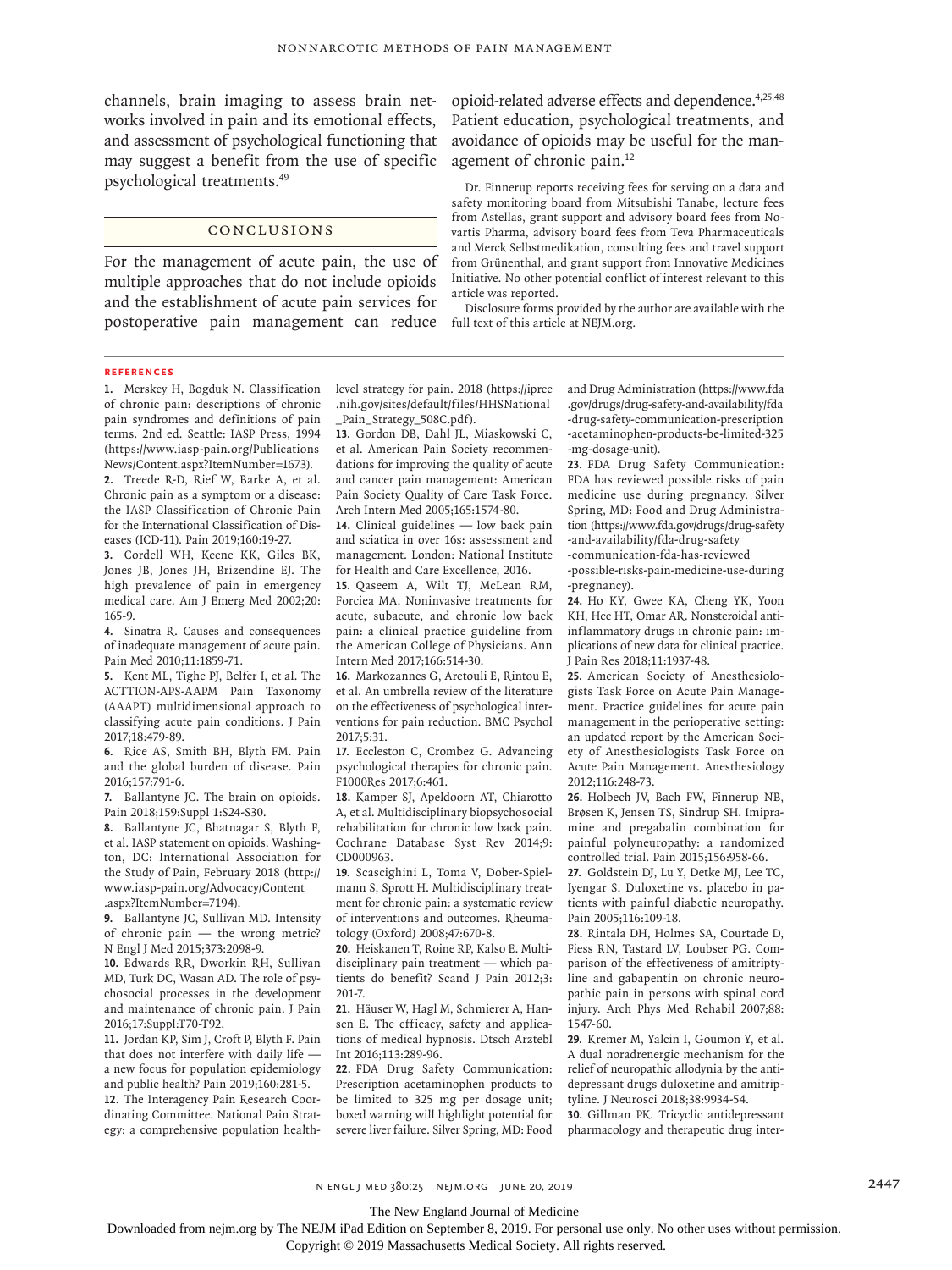channels, brain imaging to assess brain networks involved in pain and its emotional effects, and assessment of psychological functioning that may suggest a benefit from the use of specific psychological treatments.[49]

## Conclusions

For the management of acute pain, the use of multiple approaches that do not include opioids and the establishment of acute pain services for postoperative pain management can reduce opioid-related adverse effects and dependence.[4,25,48] Patient education, psychological treatments, and avoidance of opioids may be useful for the management of chronic pain.[12]

Dr. Finnerup reports receiving fees for serving on a data and safety monitoring board from Mitsubishi Tanabe, lecture fees from Astellas, grant support and advisory board fees from Novartis Pharma, advisory board fees from Teva Pharmaceuticals and Merck Selbstmedikation, consulting fees and travel support from Grünenthal, and grant support from Innovative Medicines Initiative. No other potential conflict of interest relevant to this article was reported.

Disclosure forms provided by the author are available with the full text of this article at NEJM.org.

## References

1. Merskey H, Bogduk N. Classification of chronic pain: descriptions of chronic pain syndromes and definitions of pain terms. 2nd ed. Seattle: IASP Press, 1994 (https://www.iasp-pain.org/PublicationsNews/Content.aspx?ItemNumber=1673).
2. Treede R-D, Rief W, Barke A, et al. Chronic pain as a symptom or a disease: the IASP Classification of Chronic Pain for the International Classification of Diseases (ICD-11). Pain 2019;160:19-27.
3. Cordell WH, Keene KK, Giles BK, Jones JB, Jones JH, Brizendine EJ. The high prevalence of pain in emergency medical care. Am J Emerg Med 2002;20:165-9.
4. Sinatra R. Causes and consequences of inadequate management of acute pain. Pain Med 2010;11:1859-71.
5. Kent ML, Tighe PJ, Belfer I, et al. The ACTTION-APS-AAPM Pain Taxonomy (AAAPT) multidimensional approach to classifying acute pain conditions. J Pain 2017;18:479-89.
6. Rice AS, Smith BH, Blyth FM. Pain and the global burden of disease. Pain 2016;157:791-6.
7. Ballantyne JC. The brain on opioids. Pain 2018;159:Suppl 1:S24-S30.
8. Ballantyne JC, Bhatnagar S, Blyth F, et al. IASP statement on opioids. Washington, DC: International Association for the Study of Pain, February 2018 (http://www.iasp-pain.org/Advocacy/Content.aspx?ItemNumber=7194).
9. Ballantyne JC, Sullivan MD. Intensity of chronic pain — the wrong metric? N Engl J Med 2015;373:2098-9.
10. Edwards RR, Dworkin RH, Sullivan MD, Turk DC, Wasan AD. The role of psychosocial processes in the development and maintenance of chronic pain. J Pain 2016;17:Suppl:T70-T92.
11. Jordan KP, Sim J, Croft P, Blyth F. Pain that does not interfere with daily life — a new focus for population epidemiology and public health? Pain 2019;160:281-5.
12. The Interagency Pain Research Coordinating Committee. National Pain Strategy: a comprehensive population health-level strategy for pain. 2018 (https://iprcc.nih.gov/sites/default/files/HHSNational_Pain_Strategy_508C.pdf).
13. Gordon DB, Dahl JL, Miaskowski C, et al. American Pain Society recommendations for improving the quality of acute and cancer pain management: American Pain Society Quality of Care Task Force. Arch Intern Med 2005;165:1574-80.
14. Clinical guidelines — low back pain and sciatica in over 16s: assessment and management. London: National Institute for Health and Care Excellence, 2016.
15. Qaseem A, Wilt TJ, McLean RM, Forciea MA. Noninvasive treatments for acute, subacute, and chronic low back pain: a clinical practice guideline from the American College of Physicians. Ann Intern Med 2017;166:514-30.
16. Markozannes G, Aretouli E, Rintou E, et al. An umbrella review of the literature on the effectiveness of psychological interventions for pain reduction. BMC Psychol 2017;5:31.
17. Eccleston C, Crombez G. Advancing psychological therapies for chronic pain. F1000Res 2017;6:461.
18. Kamper SJ, Apeldoorn AT, Chiarotto A, et al. Multidisciplinary biopsychosocial rehabilitation for chronic low back pain. Cochrane Database Syst Rev 2014;9:CD000963.
19. Scascighini L, Toma V, Dober-Spielmann S, Sprott H. Multidisciplinary treatment for chronic pain: a systematic review of interventions and outcomes. Rheumatology (Oxford) 2008;47:670-8.
20. Heiskanen T, Roine RP, Kalso E. Multidisciplinary pain treatment — which patients do benefit? Scand J Pain 2012;3:201-7.
21. Häuser W, Hagl M, Schmierer A, Hansen E. The efficacy, safety and applications of medical hypnosis. Dtsch Arztebl Int 2016;113:289-96.
22. FDA Drug Safety Communication: Prescription acetaminophen products to be limited to 325 mg per dosage unit; boxed warning will highlight potential for severe liver failure. Silver Spring, MD: Food and Drug Administration (https://www.fda.gov/drugs/drug-safety-and-availability/fda-drug-safety-communication-prescription-acetaminophen-products-be-limited-325-mg-dosage-unit).
23. FDA Drug Safety Communication: FDA has reviewed possible risks of pain medicine use during pregnancy. Silver Spring, MD: Food and Drug Administration (https://www.fda.gov/drugs/drug-safety-and-availability/fda-drug-safety-communication-fda-has-reviewed-possible-risks-pain-medicine-use-during-pregnancy).
24. Ho KY, Gwee KA, Cheng YK, Yoon KH, Hee HT, Omar AR. Nonsteroidal anti-inflammatory drugs in chronic pain: implications of new data for clinical practice. J Pain Res 2018;11:1937-48.
25. American Society of Anesthesiologists Task Force on Acute Pain Management. Practice guidelines for acute pain management in the perioperative setting: an updated report by the American Society of Anesthesiologists Task Force on Acute Pain Management. Anesthesiology 2012;116:248-73.
26. Holbech JV, Bach FW, Finnerup NB, Brøsen K, Jensen TS, Sindrup SH. Imipramine and pregabalin combination for painful polyneuropathy: a randomized controlled trial. Pain 2015;156:958-66.
27. Goldstein DJ, Lu Y, Detke MJ, Lee TC, Iyengar S. Duloxetine vs. placebo in patients with painful diabetic neuropathy. Pain 2005;116:109-18.
28. Rintala DH, Holmes SA, Courtade D, Fiess RN, Tastard LV, Loubser PG. Comparison of the effectiveness of amitriptyline and gabapentin on chronic neuropathic pain in persons with spinal cord injury. Arch Phys Med Rehabil 2007;88:1547-60.
29. Kremer M, Yalcin I, Goumon Y, et al. A dual noradrenergic mechanism for the relief of neuropathic allodynia by the antidepressant drugs duloxetine and amitriptyline. J Neurosci 2018;38:9934-54.
30. Gillman PK. Tricyclic antidepressant pharmacology and therapeutic drug inter-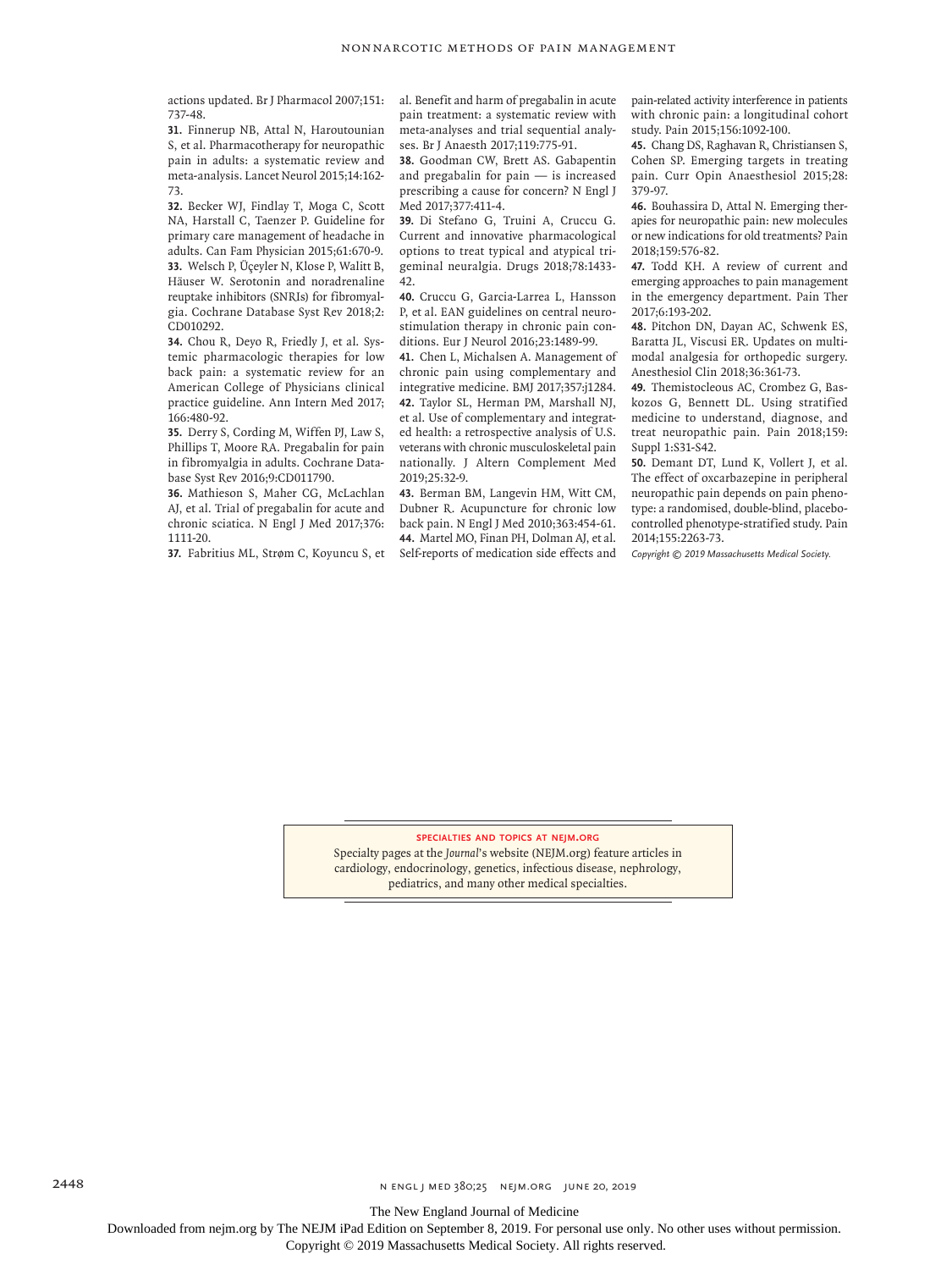actions updated. Br J Pharmacol 2007;151:737-48.

**31.** Finnerup NB, Attal N, Haroutounian S, et al. Pharmacotherapy for neuropathic pain in adults: a systematic review and meta-analysis. Lancet Neurol 2015;14:162-73.

**32.** Becker WJ, Findlay T, Moga C, Scott NA, Harstall C, Taenzer P. Guideline for primary care management of headache in adults. Can Fam Physician 2015;61:670-9.

**33.** Welsch P, Üçeyler N, Klose P, Walitt B, Häuser W. Serotonin and noradrenaline reuptake inhibitors (SNRIs) for fibromyalgia. Cochrane Database Syst Rev 2018;2:CD010292.

**34.** Chou R, Deyo R, Friedly J, et al. Systemic pharmacologic therapies for low back pain: a systematic review for an American College of Physicians clinical practice guideline. Ann Intern Med 2017;166:480-92.

**35.** Derry S, Cording M, Wiffen PJ, Law S, Phillips T, Moore RA. Pregabalin for pain in fibromyalgia in adults. Cochrane Database Syst Rev 2016;9:CD011790.

**36.** Mathieson S, Maher CG, McLachlan AJ, et al. Trial of pregabalin for acute and chronic sciatica. N Engl J Med 2017;376:1111-20.

**37.** Fabritius ML, Strøm C, Koyuncu S, et al. Benefit and harm of pregabalin in acute pain treatment: a systematic review with meta-analyses and trial sequential analyses. Br J Anaesth 2017;119:775-91.

**38.** Goodman CW, Brett AS. Gabapentin and pregabalin for pain — is increased prescribing a cause for concern? N Engl J Med 2017;377:411-4.

**39.** Di Stefano G, Truini A, Cruccu G. Current and innovative pharmacological options to treat typical and atypical trigeminal neuralgia. Drugs 2018;78:1433-42.

**40.** Cruccu G, Garcia-Larrea L, Hansson P, et al. EAN guidelines on central neurostimulation therapy in chronic pain conditions. Eur J Neurol 2016;23:1489-99.

**41.** Chen L, Michalsen A. Management of chronic pain using complementary and integrative medicine. BMJ 2017;357:j1284.

**42.** Taylor SL, Herman PM, Marshall NJ, et al. Use of complementary and integrated health: a retrospective analysis of U.S. veterans with chronic musculoskeletal pain nationally. J Altern Complement Med 2019;25:32-9.

**43.** Berman BM, Langevin HM, Witt CM, Dubner R. Acupuncture for chronic low back pain. N Engl J Med 2010;363:454-61.

**44.** Martel MO, Finan PH, Dolman AJ, et al. Self-reports of medication side effects and pain-related activity interference in patients with chronic pain: a longitudinal cohort study. Pain 2015;156:1092-100.

**45.** Chang DS, Raghavan R, Christiansen S, Cohen SP. Emerging targets in treating pain. Curr Opin Anaesthesiol 2015;28:379-97.

**46.** Bouhassira D, Attal N. Emerging therapies for neuropathic pain: new molecules or new indications for old treatments? Pain 2018;159:576-82.

**47.** Todd KH. A review of current and emerging approaches to pain management in the emergency department. Pain Ther 2017;6:193-202.

**48.** Pitchon DN, Dayan AC, Schwenk ES, Baratta JL, Viscusi ER. Updates on multimodal analgesia for orthopedic surgery. Anesthesiol Clin 2018;36:361-73.

**49.** Themistocleous AC, Crombez G, Baskozos G, Bennett DL. Using stratified medicine to understand, diagnose, and treat neuropathic pain. Pain 2018;159:Suppl 1:S31-S42.

**50.** Demant DT, Lund K, Vollert J, et al. The effect of oxcarbazepine in peripheral neuropathic pain depends on pain phenotype: a randomised, double-blind, placebo-controlled phenotype-stratified study. Pain 2014;155:2263-73.

*Copyright © 2019 Massachusetts Medical Society.*

**SPECIALTIES AND TOPICS AT NEJM.ORG**

Specialty pages at the *Journal*'s website (NEJM.org) feature articles in cardiology, endocrinology, genetics, infectious disease, nephrology, pediatrics, and many other medical specialties.